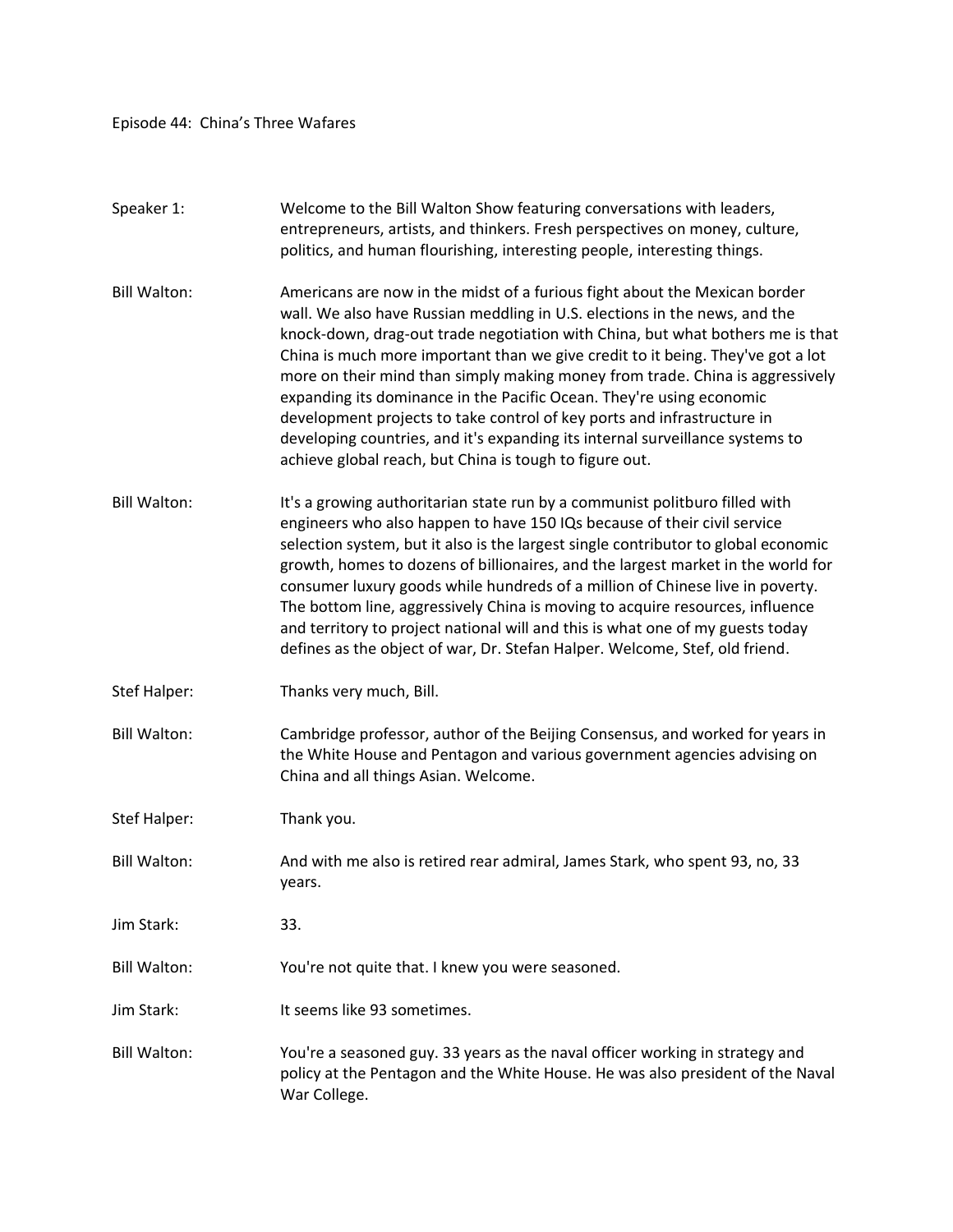Episode 44: China's Three Wafares

Speaker 1: Welcome to the Bill Walton Show featuring conversations with leaders, entrepreneurs, artists, and thinkers. Fresh perspectives on money, culture, politics, and human flourishing, interesting people, interesting things.

Bill Walton: Americans are now in the midst of a furious fight about the Mexican border wall. We also have Russian meddling in U.S. elections in the news, and the knock-down, drag-out trade negotiation with China, but what bothers me is that China is much more important than we give credit to it being. They've got a lot more on their mind than simply making money from trade. China is aggressively expanding its dominance in the Pacific Ocean. They're using economic development projects to take control of key ports and infrastructure in developing countries, and it's expanding its internal surveillance systems to achieve global reach, but China is tough to figure out.

Bill Walton: It's a growing authoritarian state run by a communist politburo filled with engineers who also happen to have 150 IQs because of their civil service selection system, but it also is the largest single contributor to global economic growth, homes to dozens of billionaires, and the largest market in the world for consumer luxury goods while hundreds of a million of Chinese live in poverty. The bottom line, aggressively China is moving to acquire resources, influence and territory to project national will and this is what one of my guests today defines as the object of war, Dr. Stefan Halper. Welcome, Stef, old friend.

Stef Halper: Thanks very much, Bill.

Bill Walton: Cambridge professor, author of the Beijing Consensus, and worked for years in the White House and Pentagon and various government agencies advising on China and all things Asian. Welcome.

Stef Halper: Thank you.

Bill Walton: And with me also is retired rear admiral, James Stark, who spent 93, no, 33 years.

Jim Stark: 33.

Bill Walton: You're not quite that. I knew you were seasoned.

Jim Stark: It seems like 93 sometimes.

Bill Walton: You're a seasoned guy. 33 years as the naval officer working in strategy and policy at the Pentagon and the White House. He was also president of the Naval War College.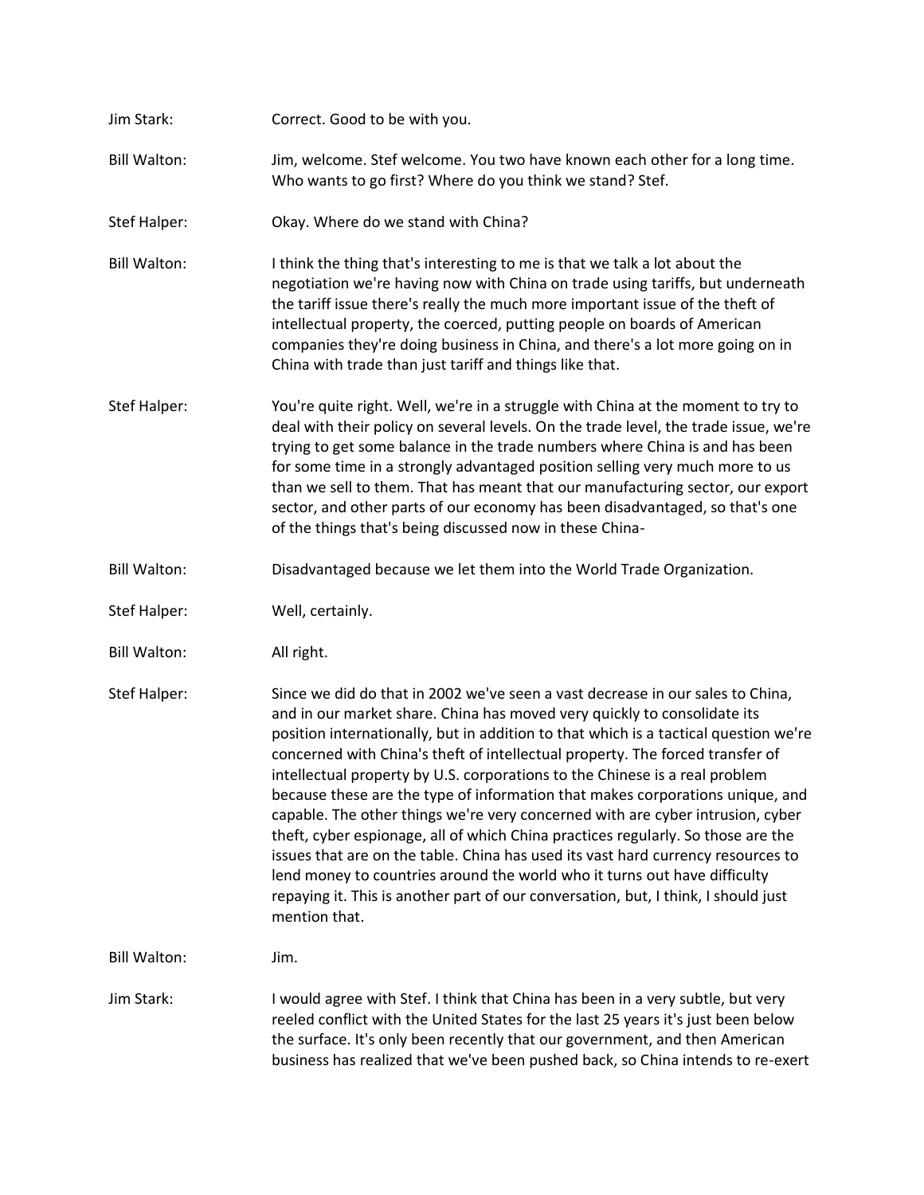Jim Stark: Correct. Good to be with you.

Bill Walton: Jim, welcome. Stef welcome. You two have known each other for a long time. Who wants to go first? Where do you think we stand? Stef.

Stef Halper: Okay. Where do we stand with China?

Bill Walton: I think the thing that's interesting to me is that we talk a lot about the negotiation we're having now with China on trade using tariffs, but underneath the tariff issue there's really the much more important issue of the theft of intellectual property, the coerced, putting people on boards of American companies they're doing business in China, and there's a lot more going on in China with trade than just tariff and things like that.

Stef Halper: You're quite right. Well, we're in a struggle with China at the moment to try to deal with their policy on several levels. On the trade level, the trade issue, we're trying to get some balance in the trade numbers where China is and has been for some time in a strongly advantaged position selling very much more to us than we sell to them. That has meant that our manufacturing sector, our export sector, and other parts of our economy has been disadvantaged, so that's one of the things that's being discussed now in these China-

Bill Walton: Disadvantaged because we let them into the World Trade Organization.

Stef Halper: Well, certainly.

Bill Walton: All right.

Stef Halper: Since we did do that in 2002 we've seen a vast decrease in our sales to China, and in our market share. China has moved very quickly to consolidate its position internationally, but in addition to that which is a tactical question we're concerned with China's theft of intellectual property. The forced transfer of intellectual property by U.S. corporations to the Chinese is a real problem because these are the type of information that makes corporations unique, and capable. The other things we're very concerned with are cyber intrusion, cyber theft, cyber espionage, all of which China practices regularly. So those are the issues that are on the table. China has used its vast hard currency resources to lend money to countries around the world who it turns out have difficulty repaying it. This is another part of our conversation, but, I think, I should just mention that.

Bill Walton: Jim.

Jim Stark: I would agree with Stef. I think that China has been in a very subtle, but very reeled conflict with the United States for the last 25 years it's just been below the surface. It's only been recently that our government, and then American business has realized that we've been pushed back, so China intends to re-exert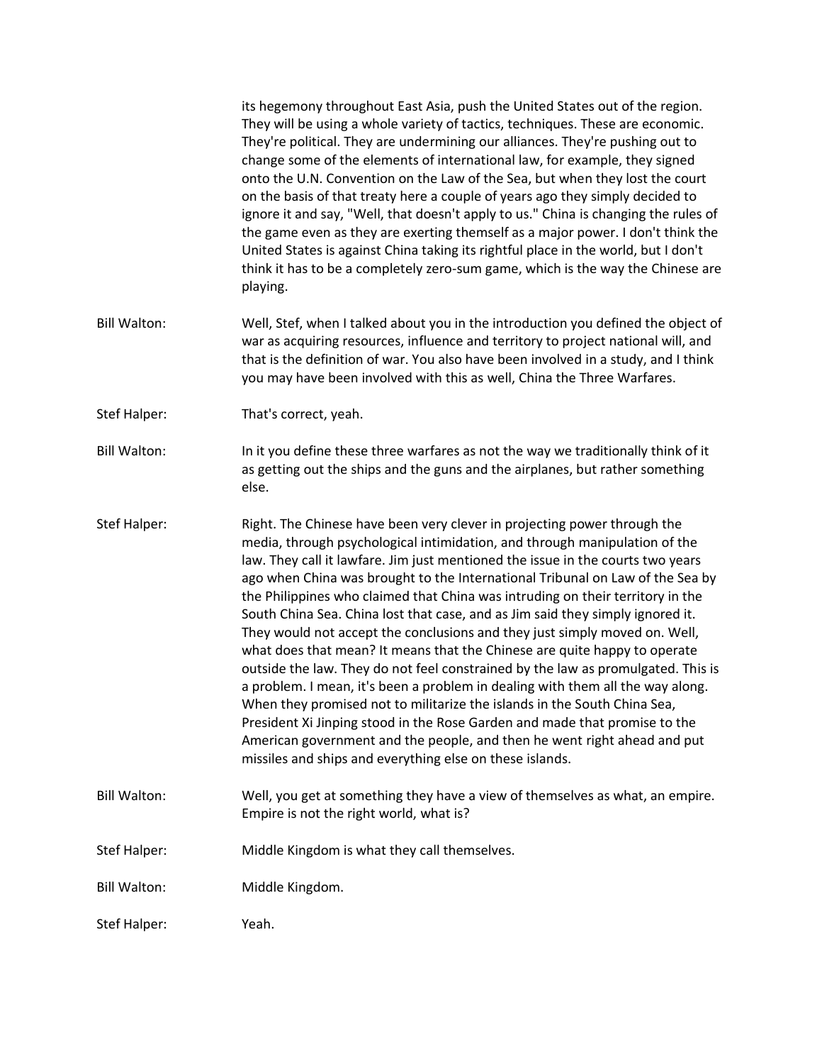its hegemony throughout East Asia, push the United States out of the region. They will be using a whole variety of tactics, techniques. These are economic. They're political. They are undermining our alliances. They're pushing out to change some of the elements of international law, for example, they signed onto the U.N. Convention on the Law of the Sea, but when they lost the court on the basis of that treaty here a couple of years ago they simply decided to ignore it and say, "Well, that doesn't apply to us." China is changing the rules of the game even as they are exerting themself as a major power. I don't think the United States is against China taking its rightful place in the world, but I don't think it has to be a completely zero-sum game, which is the way the Chinese are playing.

**Bill Walton:** Well, Stef, when I talked about you in the introduction you defined the object of war as acquiring resources, influence and territory to project national will, and that is the definition of war. You also have been involved in a study, and I think you may have been involved with this as well, China the Three Warfares.

**Stef Halper:** That's correct, yeah.

**Bill Walton:** In it you define these three warfares as not the way we traditionally think of it as getting out the ships and the guns and the airplanes, but rather something else.

**Stef Halper:** Right. The Chinese have been very clever in projecting power through the media, through psychological intimidation, and through manipulation of the law. They call it lawfare. Jim just mentioned the issue in the courts two years ago when China was brought to the International Tribunal on Law of the Sea by the Philippines who claimed that China was intruding on their territory in the South China Sea. China lost that case, and as Jim said they simply ignored it. They would not accept the conclusions and they just simply moved on. Well, what does that mean? It means that the Chinese are quite happy to operate outside the law. They do not feel constrained by the law as promulgated. This is a problem. I mean, it's been a problem in dealing with them all the way along. When they promised not to militarize the islands in the South China Sea, President Xi Jinping stood in the Rose Garden and made that promise to the American government and the people, and then he went right ahead and put missiles and ships and everything else on these islands.

**Bill Walton:** Well, you get at something they have a view of themselves as what, an empire. Empire is not the right world, what is?

**Stef Halper:** Middle Kingdom is what they call themselves.

**Bill Walton:** Middle Kingdom.

**Stef Halper:** Yeah.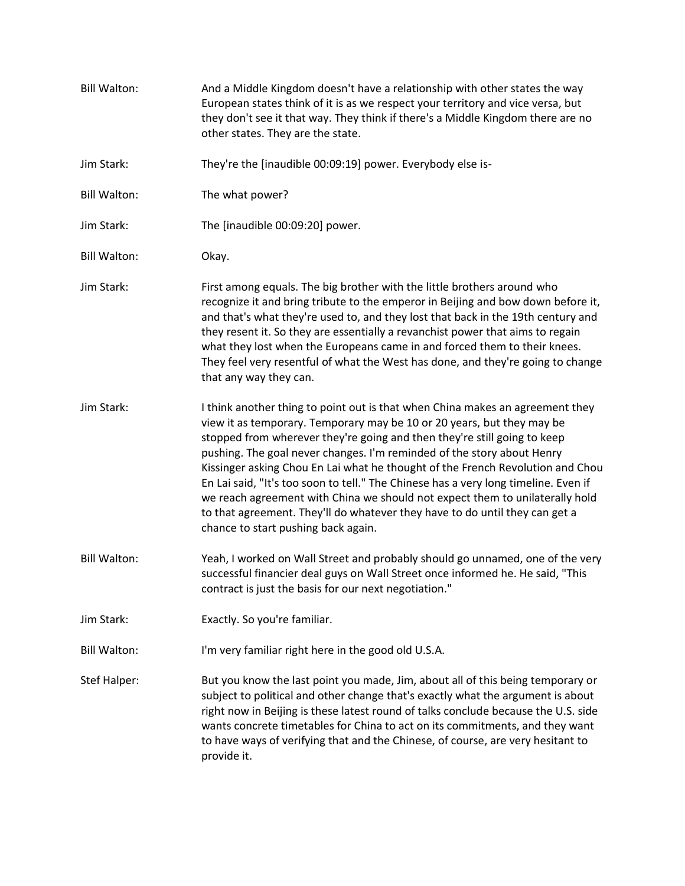**Bill Walton:** And a Middle Kingdom doesn't have a relationship with other states the way European states think of it is as we respect your territory and vice versa, but they don't see it that way. They think if there's a Middle Kingdom there are no other states. They are the state.

**Jim Stark:** They're the [inaudible 00:09:19] power. Everybody else is-

**Bill Walton:** The what power?

**Jim Stark:** The [inaudible 00:09:20] power.

**Bill Walton:** Okay.

**Jim Stark:** First among equals. The big brother with the little brothers around who recognize it and bring tribute to the emperor in Beijing and bow down before it, and that's what they're used to, and they lost that back in the 19th century and they resent it. So they are essentially a revanchist power that aims to regain what they lost when the Europeans came in and forced them to their knees. They feel very resentful of what the West has done, and they're going to change that any way they can.

**Jim Stark:** I think another thing to point out is that when China makes an agreement they view it as temporary. Temporary may be 10 or 20 years, but they may be stopped from wherever they're going and then they're still going to keep pushing. The goal never changes. I'm reminded of the story about Henry Kissinger asking Chou En Lai what he thought of the French Revolution and Chou En Lai said, "It's too soon to tell." The Chinese has a very long timeline. Even if we reach agreement with China we should not expect them to unilaterally hold to that agreement. They'll do whatever they have to do until they can get a chance to start pushing back again.

**Bill Walton:** Yeah, I worked on Wall Street and probably should go unnamed, one of the very successful financier deal guys on Wall Street once informed he. He said, "This contract is just the basis for our next negotiation."

**Jim Stark:** Exactly. So you're familiar.

**Bill Walton:** I'm very familiar right here in the good old U.S.A.

**Stef Halper:** But you know the last point you made, Jim, about all of this being temporary or subject to political and other change that's exactly what the argument is about right now in Beijing is these latest round of talks conclude because the U.S. side wants concrete timetables for China to act on its commitments, and they want to have ways of verifying that and the Chinese, of course, are very hesitant to provide it.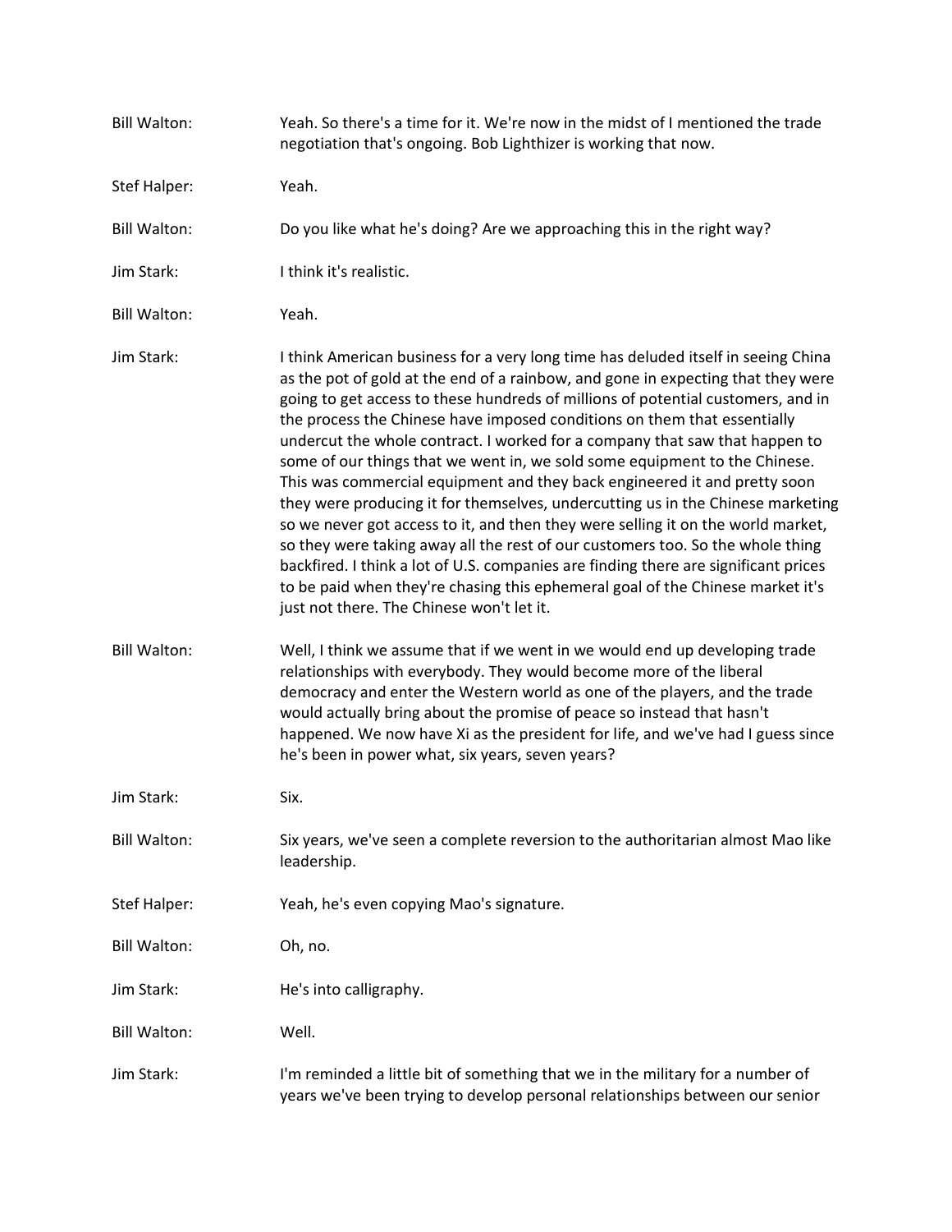**Bill Walton:** Yeah. So there's a time for it. We're now in the midst of I mentioned the trade negotiation that's ongoing. Bob Lighthizer is working that now.

**Stef Halper:** Yeah.

**Bill Walton:** Do you like what he's doing? Are we approaching this in the right way?

**Jim Stark:** I think it's realistic.

**Bill Walton:** Yeah.

**Jim Stark:** I think American business for a very long time has deluded itself in seeing China as the pot of gold at the end of a rainbow, and gone in expecting that they were going to get access to these hundreds of millions of potential customers, and in the process the Chinese have imposed conditions on them that essentially undercut the whole contract. I worked for a company that saw that happen to some of our things that we went in, we sold some equipment to the Chinese. This was commercial equipment and they back engineered it and pretty soon they were producing it for themselves, undercutting us in the Chinese marketing so we never got access to it, and then they were selling it on the world market, so they were taking away all the rest of our customers too. So the whole thing backfired. I think a lot of U.S. companies are finding there are significant prices to be paid when they're chasing this ephemeral goal of the Chinese market it's just not there. The Chinese won't let it.

**Bill Walton:** Well, I think we assume that if we went in we would end up developing trade relationships with everybody. They would become more of the liberal democracy and enter the Western world as one of the players, and the trade would actually bring about the promise of peace so instead that hasn't happened. We now have Xi as the president for life, and we've had I guess since he's been in power what, six years, seven years?

**Jim Stark:** Six.

**Bill Walton:** Six years, we've seen a complete reversion to the authoritarian almost Mao like leadership.

**Stef Halper:** Yeah, he's even copying Mao's signature.

**Bill Walton:** Oh, no.

**Jim Stark:** He's into calligraphy.

**Bill Walton:** Well.

**Jim Stark:** I'm reminded a little bit of something that we in the military for a number of years we've been trying to develop personal relationships between our senior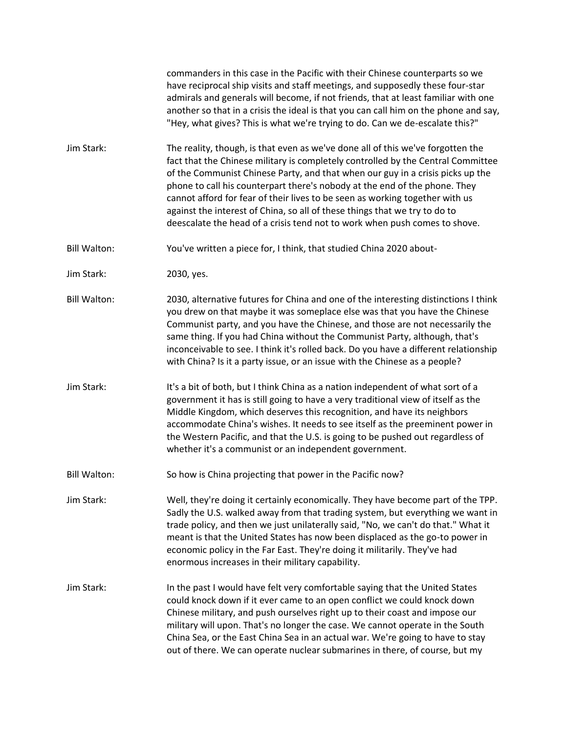commanders in this case in the Pacific with their Chinese counterparts so we have reciprocal ship visits and staff meetings, and supposedly these four-star admirals and generals will become, if not friends, that at least familiar with one another so that in a crisis the ideal is that you can call him on the phone and say, "Hey, what gives? This is what we're trying to do. Can we de-escalate this?"

Jim Stark: The reality, though, is that even as we've done all of this we've forgotten the fact that the Chinese military is completely controlled by the Central Committee of the Communist Chinese Party, and that when our guy in a crisis picks up the phone to call his counterpart there's nobody at the end of the phone. They cannot afford for fear of their lives to be seen as working together with us against the interest of China, so all of these things that we try to do to deescalate the head of a crisis tend not to work when push comes to shove.

Bill Walton: You've written a piece for, I think, that studied China 2020 about-

Jim Stark: 2030, yes.

Bill Walton: 2030, alternative futures for China and one of the interesting distinctions I think you drew on that maybe it was someplace else was that you have the Chinese Communist party, and you have the Chinese, and those are not necessarily the same thing. If you had China without the Communist Party, although, that's inconceivable to see. I think it's rolled back. Do you have a different relationship with China? Is it a party issue, or an issue with the Chinese as a people?

Jim Stark: It's a bit of both, but I think China as a nation independent of what sort of a government it has is still going to have a very traditional view of itself as the Middle Kingdom, which deserves this recognition, and have its neighbors accommodate China's wishes. It needs to see itself as the preeminent power in the Western Pacific, and that the U.S. is going to be pushed out regardless of whether it's a communist or an independent government.

Bill Walton: So how is China projecting that power in the Pacific now?

Jim Stark: Well, they're doing it certainly economically. They have become part of the TPP. Sadly the U.S. walked away from that trading system, but everything we want in trade policy, and then we just unilaterally said, "No, we can't do that." What it meant is that the United States has now been displaced as the go-to power in economic policy in the Far East. They're doing it militarily. They've had enormous increases in their military capability.

Jim Stark: In the past I would have felt very comfortable saying that the United States could knock down if it ever came to an open conflict we could knock down Chinese military, and push ourselves right up to their coast and impose our military will upon. That's no longer the case. We cannot operate in the South China Sea, or the East China Sea in an actual war. We're going to have to stay out of there. We can operate nuclear submarines in there, of course, but my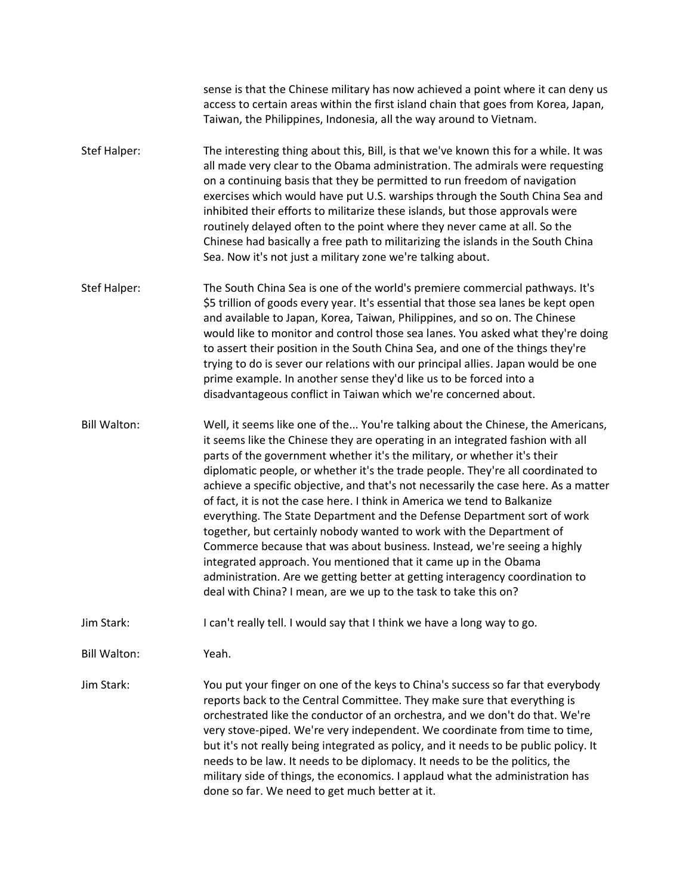sense is that the Chinese military has now achieved a point where it can deny us access to certain areas within the first island chain that goes from Korea, Japan, Taiwan, the Philippines, Indonesia, all the way around to Vietnam.

**Stef Halper:** The interesting thing about this, Bill, is that we've known this for a while. It was all made very clear to the Obama administration. The admirals were requesting on a continuing basis that they be permitted to run freedom of navigation exercises which would have put U.S. warships through the South China Sea and inhibited their efforts to militarize these islands, but those approvals were routinely delayed often to the point where they never came at all. So the Chinese had basically a free path to militarizing the islands in the South China Sea. Now it's not just a military zone we're talking about.

**Stef Halper:** The South China Sea is one of the world's premiere commercial pathways. It's $5 trillion of goods every year. It's essential that those sea lanes be kept open and available to Japan, Korea, Taiwan, Philippines, and so on. The Chinese would like to monitor and control those sea lanes. You asked what they're doing to assert their position in the South China Sea, and one of the things they're trying to do is sever our relations with our principal allies. Japan would be one prime example. In another sense they'd like us to be forced into a disadvantageous conflict in Taiwan which we're concerned about.

**Bill Walton:** Well, it seems like one of the... You're talking about the Chinese, the Americans, it seems like the Chinese they are operating in an integrated fashion with all parts of the government whether it's the military, or whether it's their diplomatic people, or whether it's the trade people. They're all coordinated to achieve a specific objective, and that's not necessarily the case here. As a matter of fact, it is not the case here. I think in America we tend to Balkanize everything. The State Department and the Defense Department sort of work together, but certainly nobody wanted to work with the Department of Commerce because that was about business. Instead, we're seeing a highly integrated approach. You mentioned that it came up in the Obama administration. Are we getting better at getting interagency coordination to deal with China? I mean, are we up to the task to take this on?

**Jim Stark:** I can't really tell. I would say that I think we have a long way to go.

**Bill Walton:** Yeah.

**Jim Stark:** You put your finger on one of the keys to China's success so far that everybody reports back to the Central Committee. They make sure that everything is orchestrated like the conductor of an orchestra, and we don't do that. We're very stove-piped. We're very independent. We coordinate from time to time, but it's not really being integrated as policy, and it needs to be public policy. It needs to be law. It needs to be diplomacy. It needs to be the politics, the military side of things, the economics. I applaud what the administration has done so far. We need to get much better at it.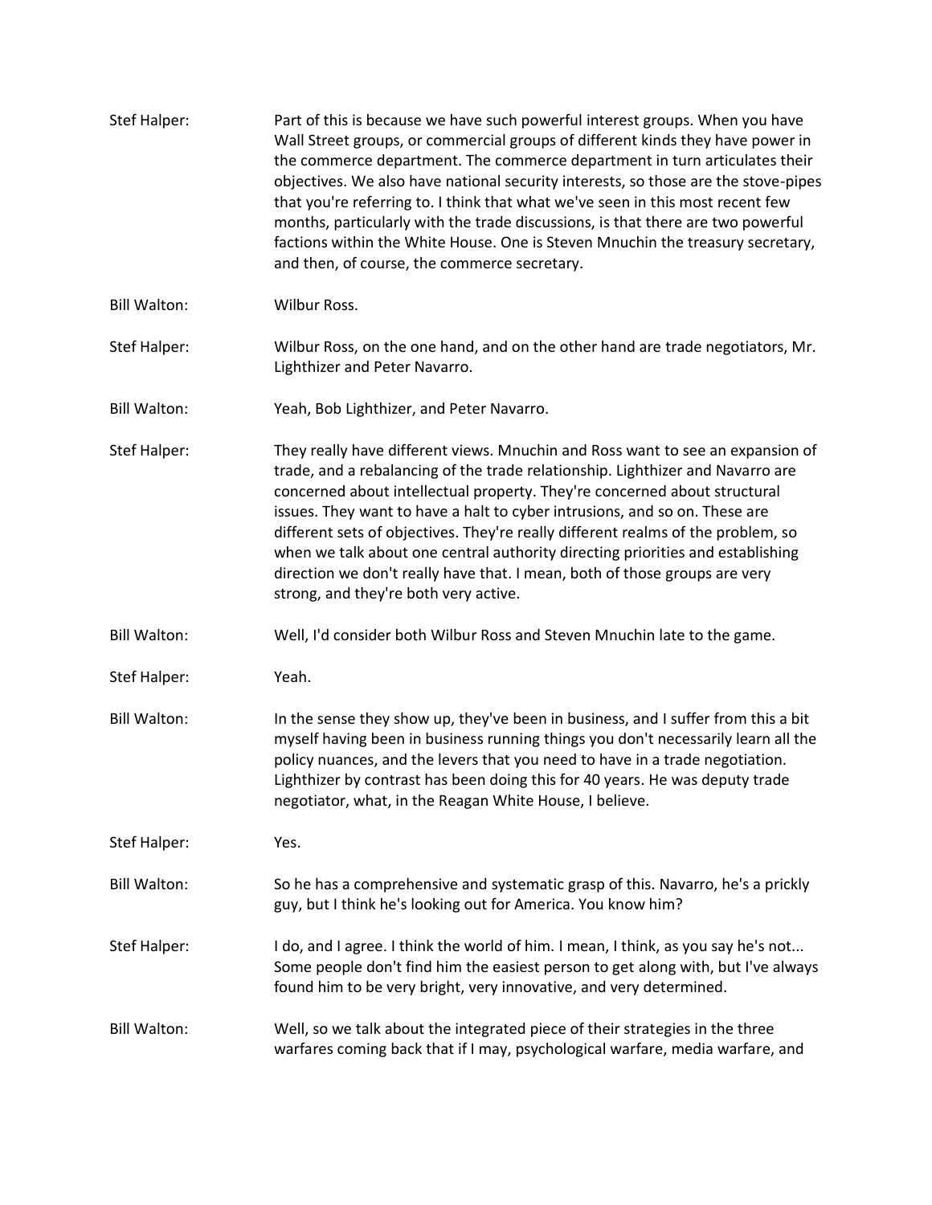Stef Halper: Part of this is because we have such powerful interest groups. When you have Wall Street groups, or commercial groups of different kinds they have power in the commerce department. The commerce department in turn articulates their objectives. We also have national security interests, so those are the stove-pipes that you're referring to. I think that what we've seen in this most recent few months, particularly with the trade discussions, is that there are two powerful factions within the White House. One is Steven Mnuchin the treasury secretary, and then, of course, the commerce secretary.

Bill Walton: Wilbur Ross.

Stef Halper: Wilbur Ross, on the one hand, and on the other hand are trade negotiators, Mr. Lighthizer and Peter Navarro.

Bill Walton: Yeah, Bob Lighthizer, and Peter Navarro.

Stef Halper: They really have different views. Mnuchin and Ross want to see an expansion of trade, and a rebalancing of the trade relationship. Lighthizer and Navarro are concerned about intellectual property. They're concerned about structural issues. They want to have a halt to cyber intrusions, and so on. These are different sets of objectives. They're really different realms of the problem, so when we talk about one central authority directing priorities and establishing direction we don't really have that. I mean, both of those groups are very strong, and they're both very active.

Bill Walton: Well, I'd consider both Wilbur Ross and Steven Mnuchin late to the game.

Stef Halper: Yeah.

Bill Walton: In the sense they show up, they've been in business, and I suffer from this a bit myself having been in business running things you don't necessarily learn all the policy nuances, and the levers that you need to have in a trade negotiation. Lighthizer by contrast has been doing this for 40 years. He was deputy trade negotiator, what, in the Reagan White House, I believe.

Stef Halper: Yes.

Bill Walton: So he has a comprehensive and systematic grasp of this. Navarro, he's a prickly guy, but I think he's looking out for America. You know him?

Stef Halper: I do, and I agree. I think the world of him. I mean, I think, as you say he's not... Some people don't find him the easiest person to get along with, but I've always found him to be very bright, very innovative, and very determined.

Bill Walton: Well, so we talk about the integrated piece of their strategies in the three warfares coming back that if I may, psychological warfare, media warfare, and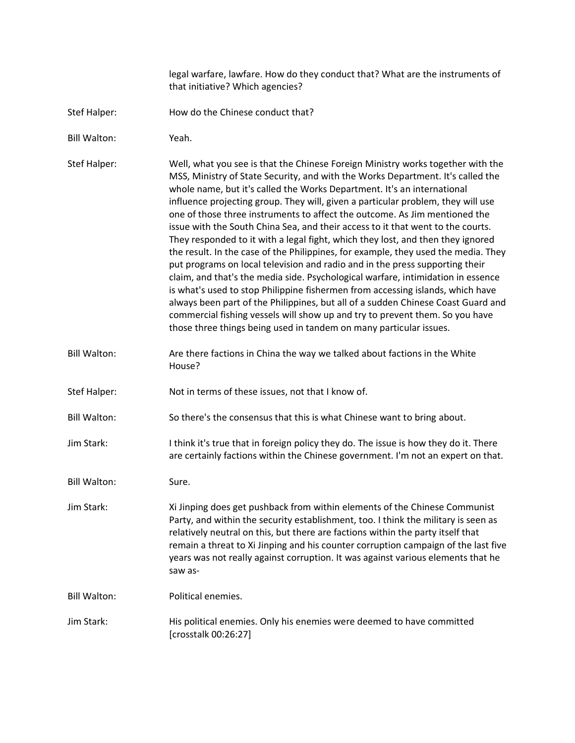legal warfare, lawfare. How do they conduct that? What are the instruments of that initiative? Which agencies?

Stef Halper: How do the Chinese conduct that?

Bill Walton: Yeah.

Stef Halper: Well, what you see is that the Chinese Foreign Ministry works together with the MSS, Ministry of State Security, and with the Works Department. It's called the whole name, but it's called the Works Department. It's an international influence projecting group. They will, given a particular problem, they will use one of those three instruments to affect the outcome. As Jim mentioned the issue with the South China Sea, and their access to it that went to the courts. They responded to it with a legal fight, which they lost, and then they ignored the result. In the case of the Philippines, for example, they used the media. They put programs on local television and radio and in the press supporting their claim, and that's the media side. Psychological warfare, intimidation in essence is what's used to stop Philippine fishermen from accessing islands, which have always been part of the Philippines, but all of a sudden Chinese Coast Guard and commercial fishing vessels will show up and try to prevent them. So you have those three things being used in tandem on many particular issues.

Bill Walton: Are there factions in China the way we talked about factions in the White House?

Stef Halper: Not in terms of these issues, not that I know of.

Bill Walton: So there's the consensus that this is what Chinese want to bring about.

Jim Stark: I think it's true that in foreign policy they do. The issue is how they do it. There are certainly factions within the Chinese government. I'm not an expert on that.

Bill Walton: Sure.

Jim Stark: Xi Jinping does get pushback from within elements of the Chinese Communist Party, and within the security establishment, too. I think the military is seen as relatively neutral on this, but there are factions within the party itself that remain a threat to Xi Jinping and his counter corruption campaign of the last five years was not really against corruption. It was against various elements that he saw as-

Bill Walton: Political enemies.

Jim Stark: His political enemies. Only his enemies were deemed to have committed [crosstalk 00:26:27]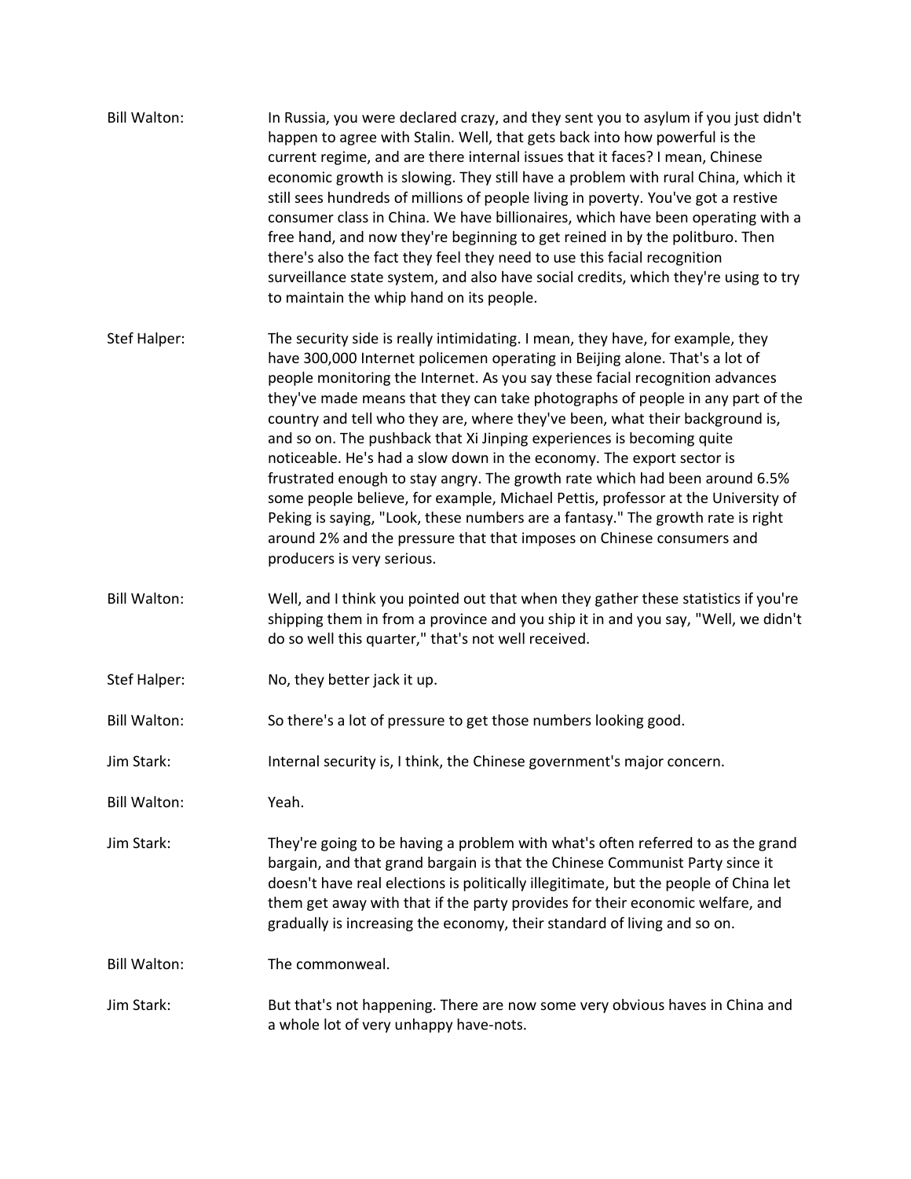**Bill Walton:** In Russia, you were declared crazy, and they sent you to asylum if you just didn't happen to agree with Stalin. Well, that gets back into how powerful is the current regime, and are there internal issues that it faces? I mean, Chinese economic growth is slowing. They still have a problem with rural China, which it still sees hundreds of millions of people living in poverty. You've got a restive consumer class in China. We have billionaires, which have been operating with a free hand, and now they're beginning to get reined in by the politburo. Then there's also the fact they feel they need to use this facial recognition surveillance state system, and also have social credits, which they're using to try to maintain the whip hand on its people.

**Stef Halper:** The security side is really intimidating. I mean, they have, for example, they have 300,000 Internet policemen operating in Beijing alone. That's a lot of people monitoring the Internet. As you say these facial recognition advances they've made means that they can take photographs of people in any part of the country and tell who they are, where they've been, what their background is, and so on. The pushback that Xi Jinping experiences is becoming quite noticeable. He's had a slow down in the economy. The export sector is frustrated enough to stay angry. The growth rate which had been around 6.5% some people believe, for example, Michael Pettis, professor at the University of Peking is saying, "Look, these numbers are a fantasy." The growth rate is right around 2% and the pressure that that imposes on Chinese consumers and producers is very serious.

**Bill Walton:** Well, and I think you pointed out that when they gather these statistics if you're shipping them in from a province and you ship it in and you say, "Well, we didn't do so well this quarter," that's not well received.

**Stef Halper:** No, they better jack it up.

**Bill Walton:** So there's a lot of pressure to get those numbers looking good.

**Jim Stark:** Internal security is, I think, the Chinese government's major concern.

**Bill Walton:** Yeah.

**Jim Stark:** They're going to be having a problem with what's often referred to as the grand bargain, and that grand bargain is that the Chinese Communist Party since it doesn't have real elections is politically illegitimate, but the people of China let them get away with that if the party provides for their economic welfare, and gradually is increasing the economy, their standard of living and so on.

**Bill Walton:** The commonweal.

**Jim Stark:** But that's not happening. There are now some very obvious haves in China and a whole lot of very unhappy have-nots.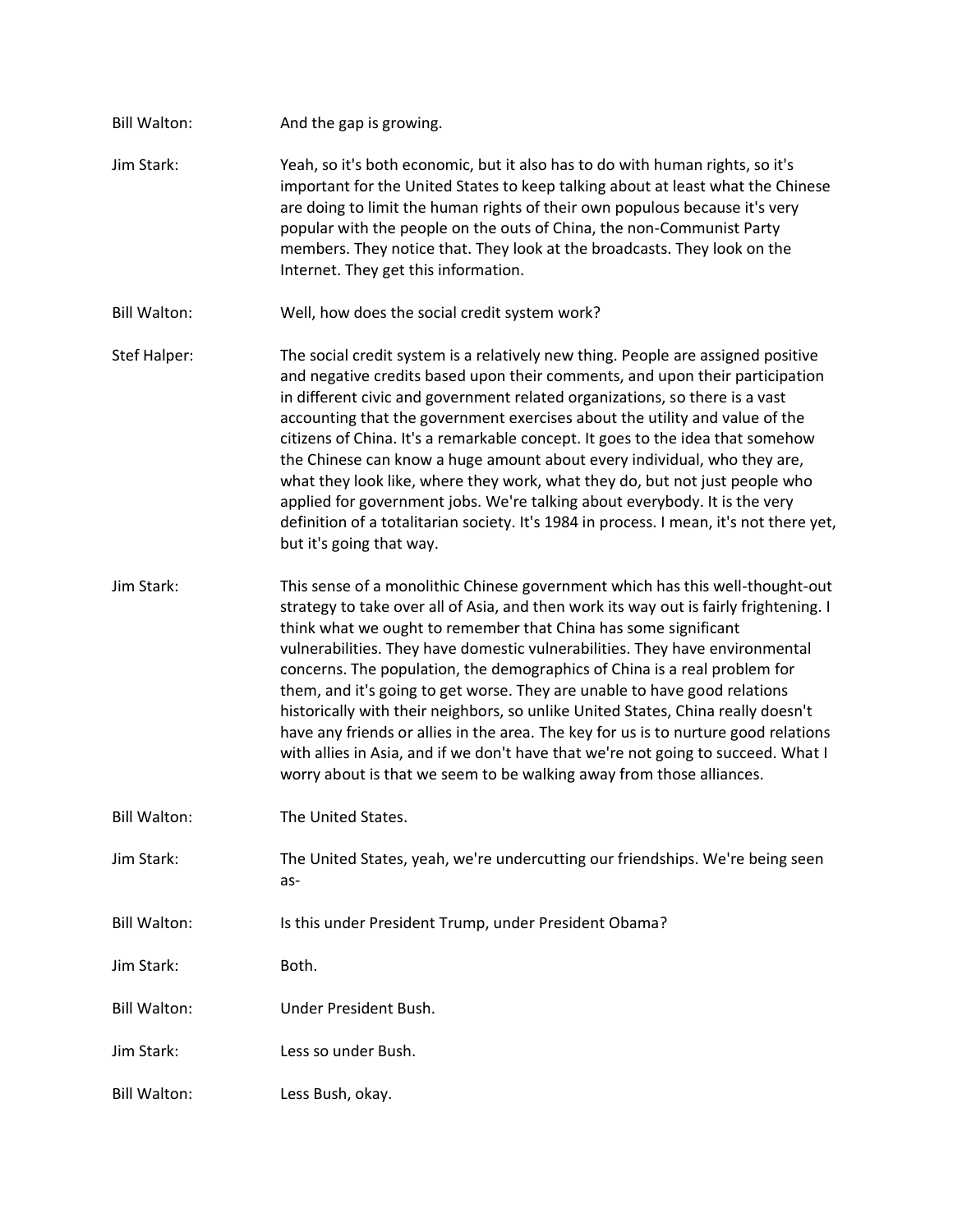Bill Walton: And the gap is growing.

Jim Stark: Yeah, so it's both economic, but it also has to do with human rights, so it's important for the United States to keep talking about at least what the Chinese are doing to limit the human rights of their own populous because it's very popular with the people on the outs of China, the non-Communist Party members. They notice that. They look at the broadcasts. They look on the Internet. They get this information.

Bill Walton: Well, how does the social credit system work?

Stef Halper: The social credit system is a relatively new thing. People are assigned positive and negative credits based upon their comments, and upon their participation in different civic and government related organizations, so there is a vast accounting that the government exercises about the utility and value of the citizens of China. It's a remarkable concept. It goes to the idea that somehow the Chinese can know a huge amount about every individual, who they are, what they look like, where they work, what they do, but not just people who applied for government jobs. We're talking about everybody. It is the very definition of a totalitarian society. It's 1984 in process. I mean, it's not there yet, but it's going that way.

Jim Stark: This sense of a monolithic Chinese government which has this well-thought-out strategy to take over all of Asia, and then work its way out is fairly frightening. I think what we ought to remember that China has some significant vulnerabilities. They have domestic vulnerabilities. They have environmental concerns. The population, the demographics of China is a real problem for them, and it's going to get worse. They are unable to have good relations historically with their neighbors, so unlike United States, China really doesn't have any friends or allies in the area. The key for us is to nurture good relations with allies in Asia, and if we don't have that we're not going to succeed. What I worry about is that we seem to be walking away from those alliances.

Bill Walton: The United States.

Jim Stark: The United States, yeah, we're undercutting our friendships. We're being seen as-

Bill Walton: Is this under President Trump, under President Obama?

Jim Stark: Both.

Bill Walton: Under President Bush.

Jim Stark: Less so under Bush.

Bill Walton: Less Bush, okay.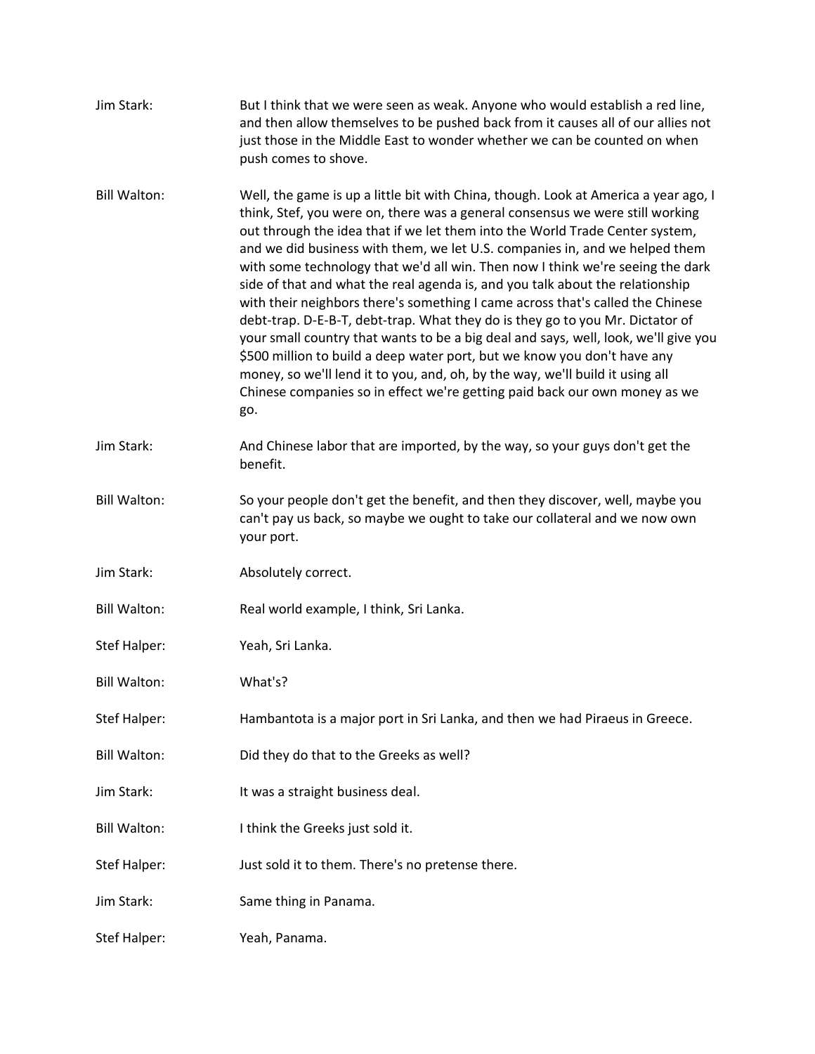Jim Stark: But I think that we were seen as weak. Anyone who would establish a red line, and then allow themselves to be pushed back from it causes all of our allies not just those in the Middle East to wonder whether we can be counted on when push comes to shove.

Bill Walton: Well, the game is up a little bit with China, though. Look at America a year ago, I think, Stef, you were on, there was a general consensus we were still working out through the idea that if we let them into the World Trade Center system, and we did business with them, we let U.S. companies in, and we helped them with some technology that we'd all win. Then now I think we're seeing the dark side of that and what the real agenda is, and you talk about the relationship with their neighbors there's something I came across that's called the Chinese debt-trap. D-E-B-T, debt-trap. What they do is they go to you Mr. Dictator of your small country that wants to be a big deal and says, well, look, we'll give you $500 million to build a deep water port, but we know you don't have any money, so we'll lend it to you, and, oh, by the way, we'll build it using all Chinese companies so in effect we're getting paid back our own money as we go.

Jim Stark: And Chinese labor that are imported, by the way, so your guys don't get the benefit.

Bill Walton: So your people don't get the benefit, and then they discover, well, maybe you can't pay us back, so maybe we ought to take our collateral and we now own your port.

Jim Stark: Absolutely correct.

Bill Walton: Real world example, I think, Sri Lanka.

Stef Halper: Yeah, Sri Lanka.

Bill Walton: What's?

Stef Halper: Hambantota is a major port in Sri Lanka, and then we had Piraeus in Greece.

Bill Walton: Did they do that to the Greeks as well?

Jim Stark: It was a straight business deal.

Bill Walton: I think the Greeks just sold it.

Stef Halper: Just sold it to them. There's no pretense there.

Jim Stark: Same thing in Panama.

Stef Halper: Yeah, Panama.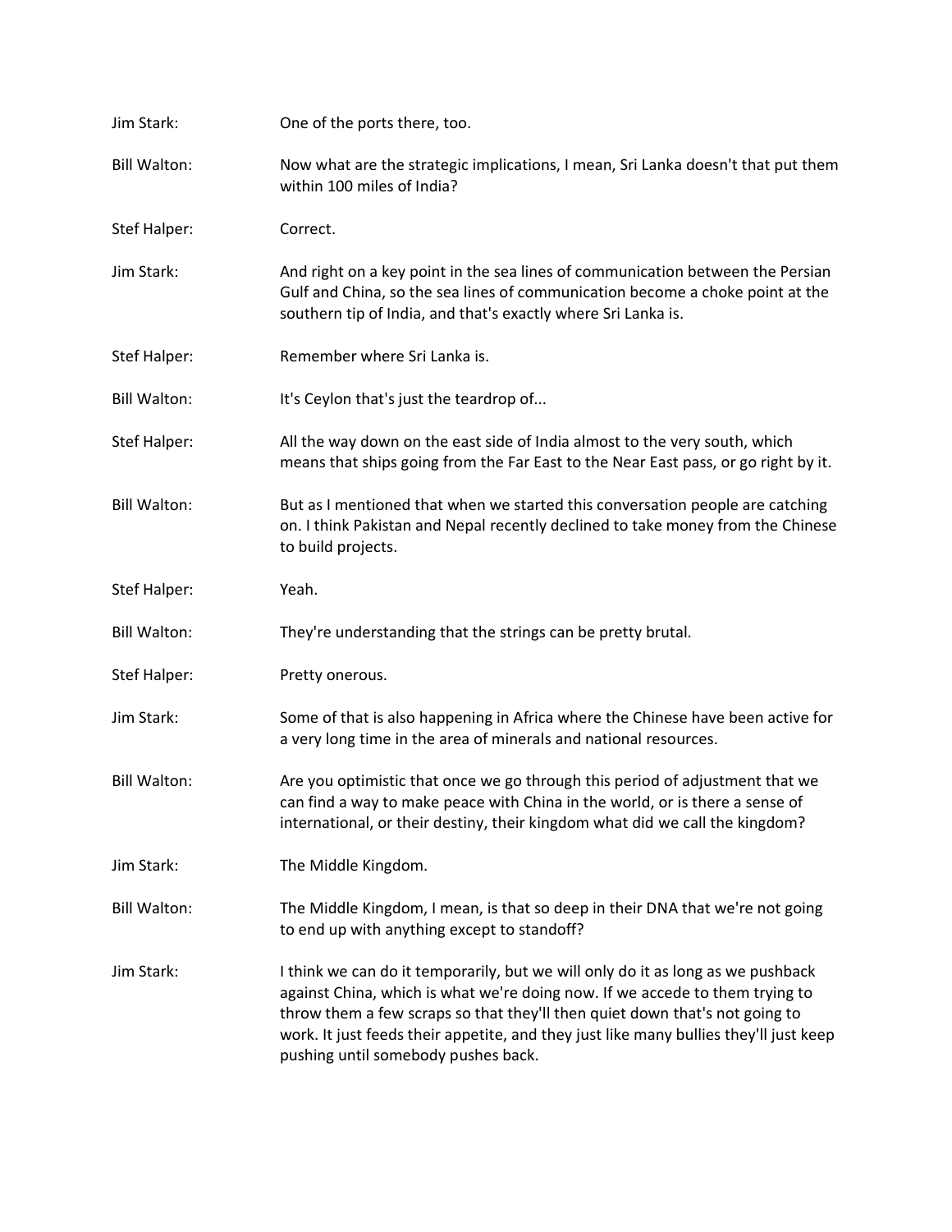Jim Stark: One of the ports there, too.

Bill Walton: Now what are the strategic implications, I mean, Sri Lanka doesn't that put them within 100 miles of India?

Stef Halper: Correct.

Jim Stark: And right on a key point in the sea lines of communication between the Persian Gulf and China, so the sea lines of communication become a choke point at the southern tip of India, and that's exactly where Sri Lanka is.

Stef Halper: Remember where Sri Lanka is.

Bill Walton: It's Ceylon that's just the teardrop of...

Stef Halper: All the way down on the east side of India almost to the very south, which means that ships going from the Far East to the Near East pass, or go right by it.

Bill Walton: But as I mentioned that when we started this conversation people are catching on. I think Pakistan and Nepal recently declined to take money from the Chinese to build projects.

Stef Halper: Yeah.

Bill Walton: They're understanding that the strings can be pretty brutal.

Stef Halper: Pretty onerous.

Jim Stark: Some of that is also happening in Africa where the Chinese have been active for a very long time in the area of minerals and national resources.

Bill Walton: Are you optimistic that once we go through this period of adjustment that we can find a way to make peace with China in the world, or is there a sense of international, or their destiny, their kingdom what did we call the kingdom?

Jim Stark: The Middle Kingdom.

Bill Walton: The Middle Kingdom, I mean, is that so deep in their DNA that we're not going to end up with anything except to standoff?

Jim Stark: I think we can do it temporarily, but we will only do it as long as we pushback against China, which is what we're doing now. If we accede to them trying to throw them a few scraps so that they'll then quiet down that's not going to work. It just feeds their appetite, and they just like many bullies they'll just keep pushing until somebody pushes back.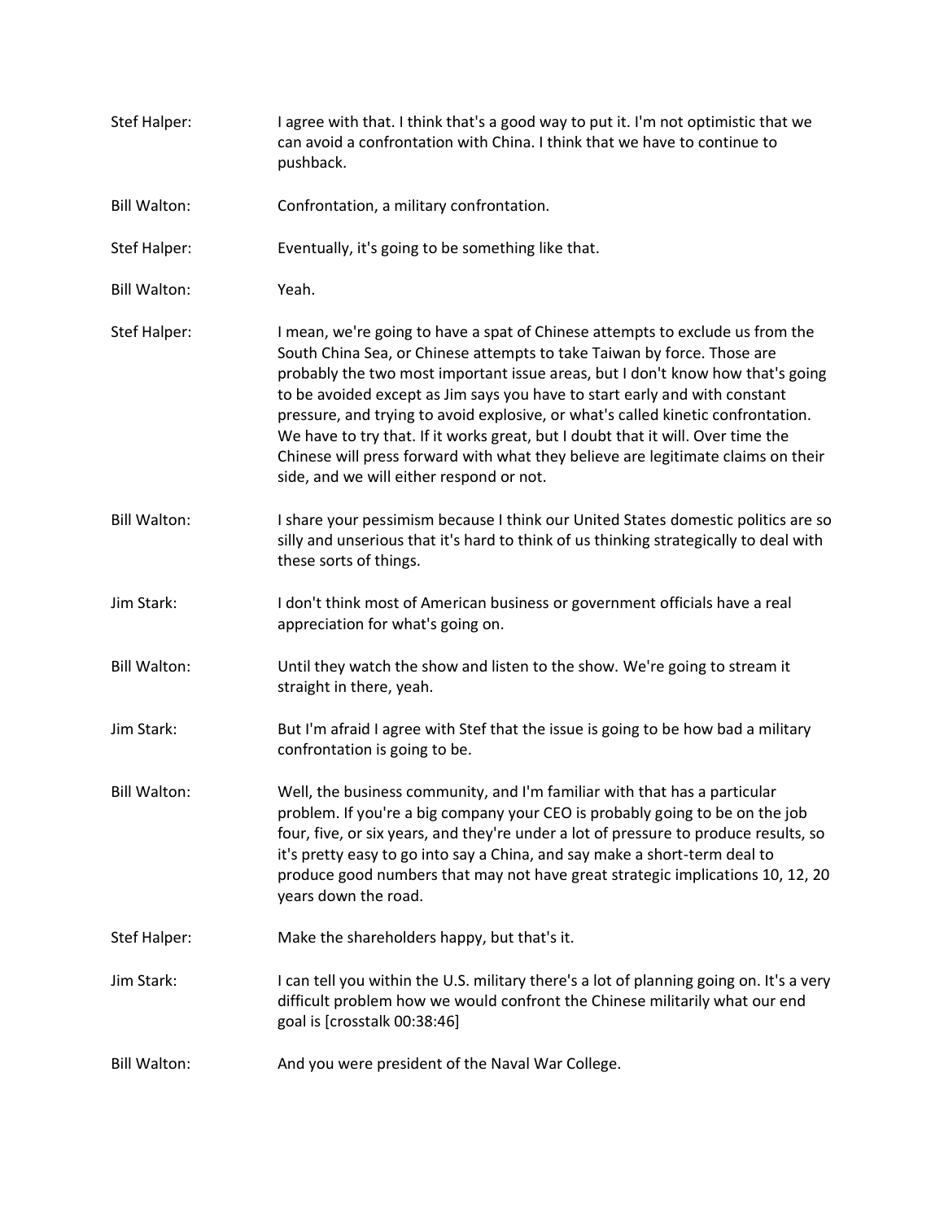**Stef Halper:** I agree with that. I think that's a good way to put it. I'm not optimistic that we can avoid a confrontation with China. I think that we have to continue to pushback.

**Bill Walton:** Confrontation, a military confrontation.

**Stef Halper:** Eventually, it's going to be something like that.

**Bill Walton:** Yeah.

**Stef Halper:** I mean, we're going to have a spat of Chinese attempts to exclude us from the South China Sea, or Chinese attempts to take Taiwan by force. Those are probably the two most important issue areas, but I don't know how that's going to be avoided except as Jim says you have to start early and with constant pressure, and trying to avoid explosive, or what's called kinetic confrontation. We have to try that. If it works great, but I doubt that it will. Over time the Chinese will press forward with what they believe are legitimate claims on their side, and we will either respond or not.

**Bill Walton:** I share your pessimism because I think our United States domestic politics are so silly and unserious that it's hard to think of us thinking strategically to deal with these sorts of things.

**Jim Stark:** I don't think most of American business or government officials have a real appreciation for what's going on.

**Bill Walton:** Until they watch the show and listen to the show. We're going to stream it straight in there, yeah.

**Jim Stark:** But I'm afraid I agree with Stef that the issue is going to be how bad a military confrontation is going to be.

**Bill Walton:** Well, the business community, and I'm familiar with that has a particular problem. If you're a big company your CEO is probably going to be on the job four, five, or six years, and they're under a lot of pressure to produce results, so it's pretty easy to go into say a China, and say make a short-term deal to produce good numbers that may not have great strategic implications 10, 12, 20 years down the road.

**Stef Halper:** Make the shareholders happy, but that's it.

**Jim Stark:** I can tell you within the U.S. military there's a lot of planning going on. It's a very difficult problem how we would confront the Chinese militarily what our end goal is [crosstalk 00:38:46]

**Bill Walton:** And you were president of the Naval War College.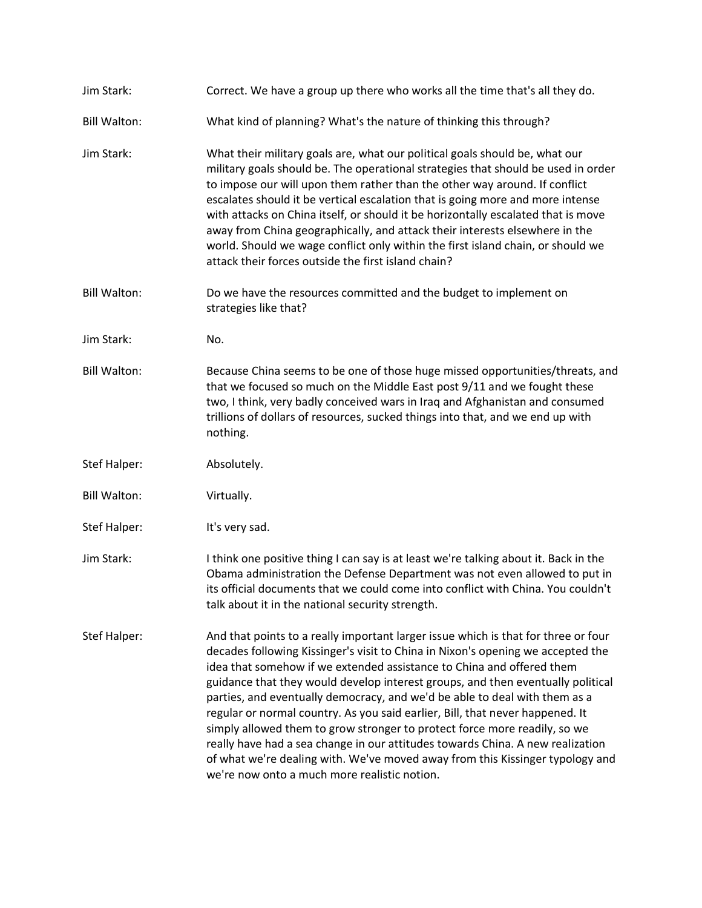Jim Stark: Correct. We have a group up there who works all the time that's all they do.

Bill Walton: What kind of planning? What's the nature of thinking this through?

Jim Stark: What their military goals are, what our political goals should be, what our military goals should be. The operational strategies that should be used in order to impose our will upon them rather than the other way around. If conflict escalates should it be vertical escalation that is going more and more intense with attacks on China itself, or should it be horizontally escalated that is move away from China geographically, and attack their interests elsewhere in the world. Should we wage conflict only within the first island chain, or should we attack their forces outside the first island chain?

Bill Walton: Do we have the resources committed and the budget to implement on strategies like that?

Jim Stark: No.

Bill Walton: Because China seems to be one of those huge missed opportunities/threats, and that we focused so much on the Middle East post 9/11 and we fought these two, I think, very badly conceived wars in Iraq and Afghanistan and consumed trillions of dollars of resources, sucked things into that, and we end up with nothing.

Stef Halper: Absolutely.

Bill Walton: Virtually.

Stef Halper: It's very sad.

Jim Stark: I think one positive thing I can say is at least we're talking about it. Back in the Obama administration the Defense Department was not even allowed to put in its official documents that we could come into conflict with China. You couldn't talk about it in the national security strength.

Stef Halper: And that points to a really important larger issue which is that for three or four decades following Kissinger's visit to China in Nixon's opening we accepted the idea that somehow if we extended assistance to China and offered them guidance that they would develop interest groups, and then eventually political parties, and eventually democracy, and we'd be able to deal with them as a regular or normal country. As you said earlier, Bill, that never happened. It simply allowed them to grow stronger to protect force more readily, so we really have had a sea change in our attitudes towards China. A new realization of what we're dealing with. We've moved away from this Kissinger typology and we're now onto a much more realistic notion.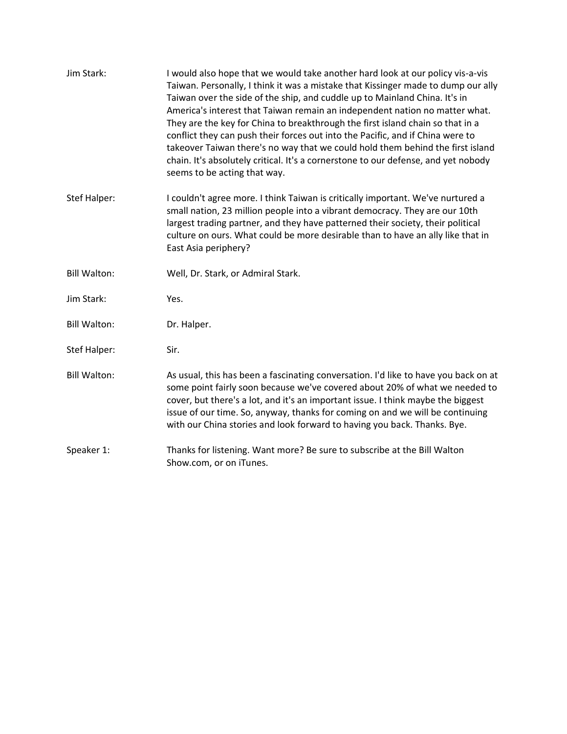Jim Stark: I would also hope that we would take another hard look at our policy vis-a-vis Taiwan. Personally, I think it was a mistake that Kissinger made to dump our ally Taiwan over the side of the ship, and cuddle up to Mainland China. It's in America's interest that Taiwan remain an independent nation no matter what. They are the key for China to breakthrough the first island chain so that in a conflict they can push their forces out into the Pacific, and if China were to takeover Taiwan there's no way that we could hold them behind the first island chain. It's absolutely critical. It's a cornerstone to our defense, and yet nobody seems to be acting that way.

Stef Halper: I couldn't agree more. I think Taiwan is critically important. We've nurtured a small nation, 23 million people into a vibrant democracy. They are our 10th largest trading partner, and they have patterned their society, their political culture on ours. What could be more desirable than to have an ally like that in East Asia periphery?

Bill Walton: Well, Dr. Stark, or Admiral Stark.

Jim Stark: Yes.

Bill Walton: Dr. Halper.

Stef Halper: Sir.

Bill Walton: As usual, this has been a fascinating conversation. I'd like to have you back on at some point fairly soon because we've covered about 20% of what we needed to cover, but there's a lot, and it's an important issue. I think maybe the biggest issue of our time. So, anyway, thanks for coming on and we will be continuing with our China stories and look forward to having you back. Thanks. Bye.

Speaker 1: Thanks for listening. Want more? Be sure to subscribe at the Bill Walton Show.com, or on iTunes.